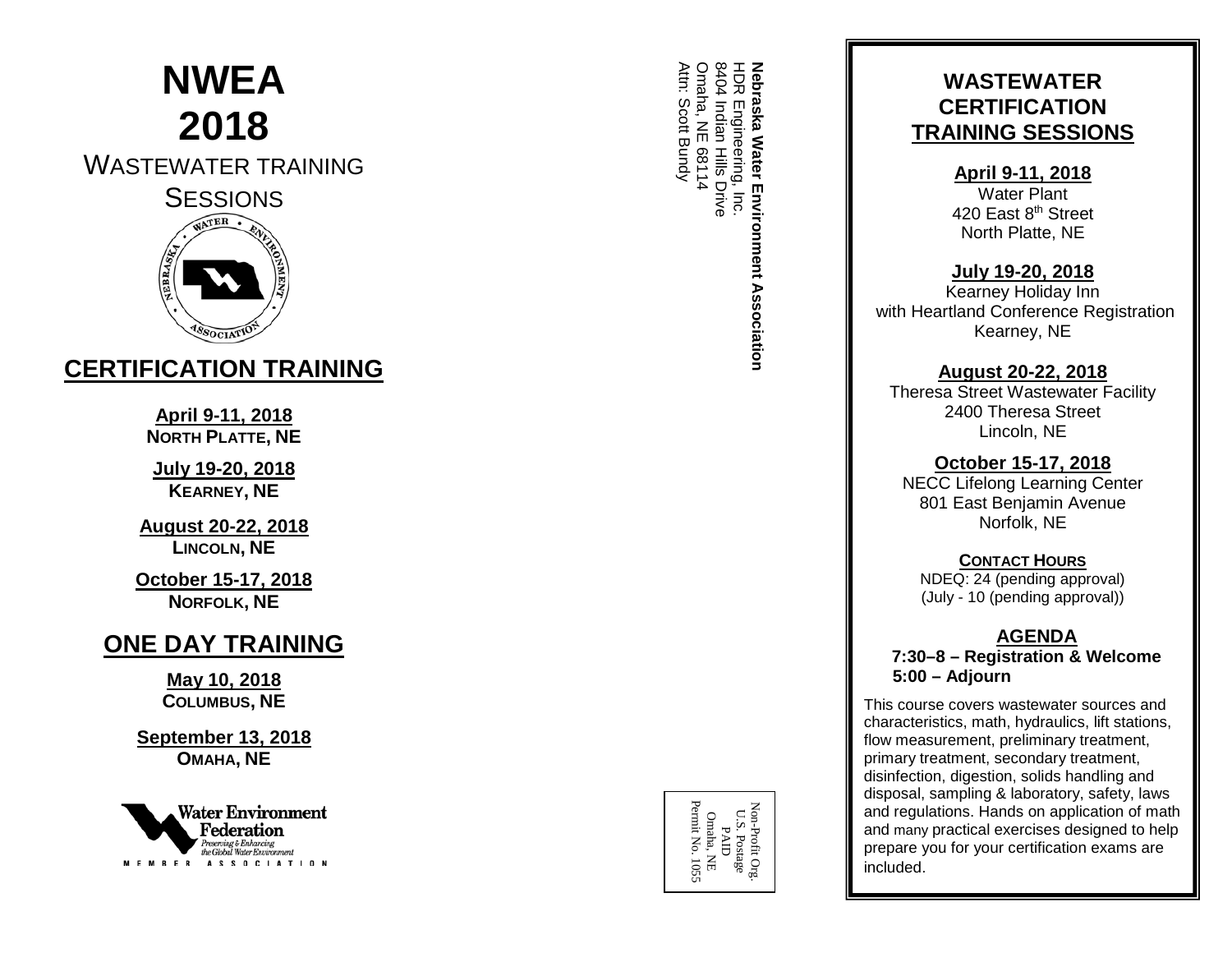# NWEA 2018

WASTEWATER TRAINING SESSIONS

## CERTIFICATION TRAINING

**April 9-11, 2018**
**NORTH PLATTE, NE**

**July 19-20, 2018**
**KEARNEY, NE**

**August 20-22, 2018**
**LINCOLN, NE**

**October 15-17, 2018**
**NORFOLK, NE**

## ONE DAY TRAINING

**May 10, 2018**
**COLUMBUS, NE**

**September 13, 2018**
**OMAHA, NE**

**Nebraska Water Environment Association**
HDR Engineering, Inc.
8404 Indian Hills Drive
Omaha, NE 68114
Attn: Scott Bundy

Non-Profit Org.
U.S. Postage
PAID
Omaha, NE
Permit No. 1055

## WASTEWATER CERTIFICATION TRAINING SESSIONS

**April 9-11, 2018**
Water Plant
420 East 8th Street
North Platte, NE

**July 19-20, 2018**
Kearney Holiday Inn
with Heartland Conference Registration
Kearney, NE

**August 20-22, 2018**
Theresa Street Wastewater Facility
2400 Theresa Street
Lincoln, NE

**October 15-17, 2018**
NECC Lifelong Learning Center
801 East Benjamin Avenue
Norfolk, NE

**CONTACT HOURS**
NDEQ: 24 (pending approval)
(July - 10 (pending approval))

**AGENDA**

**7:30–8 – Registration & Welcome**
**5:00 – Adjourn**

This course covers wastewater sources and characteristics, math, hydraulics, lift stations, flow measurement, preliminary treatment, primary treatment, secondary treatment, disinfection, digestion, solids handling and disposal, sampling & laboratory, safety, laws and regulations. Hands on application of math and many practical exercises designed to help prepare you for your certification exams are included.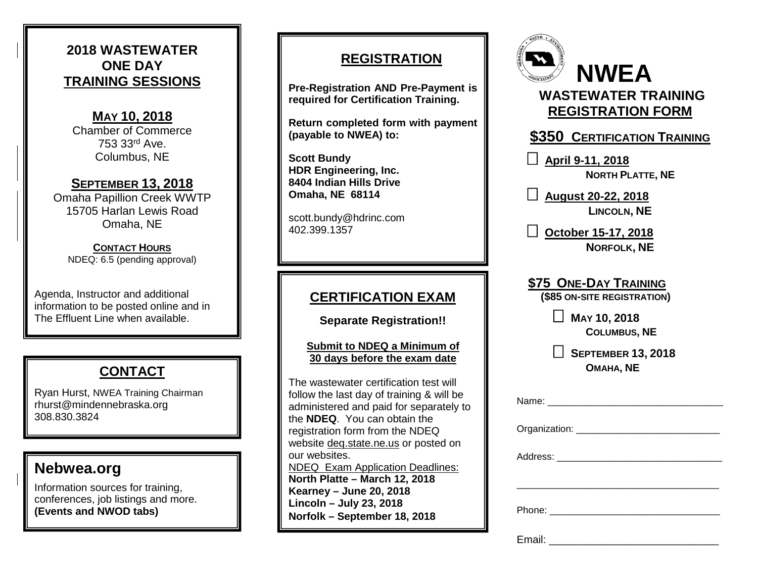## 2018 WASTEWATER ONE DAY TRAINING SESSIONS

### MAY 10, 2018

Chamber of Commerce
753 33rd Ave.
Columbus, NE

### SEPTEMBER 13, 2018

Omaha Papillion Creek WWTP
15705 Harlan Lewis Road
Omaha, NE

**CONTACT HOURS**
NDEQ: 6.5 (pending approval)

Agenda, Instructor and additional information to be posted online and in The Effluent Line when available.

## CONTACT

Ryan Hurst, NWEA Training Chairman
rhurst@mindennebraska.org
308.830.3824

## Nebwea.org

Information sources for training, conferences, job listings and more.
**(Events and NWOD tabs)**

## REGISTRATION

**Pre-Registration AND Pre-Payment is required for Certification Training.**

**Return completed form with payment (payable to NWEA) to:**

**Scott Bundy**
**HDR Engineering, Inc.**
**8404 Indian Hills Drive**
**Omaha, NE 68114**

scott.bundy@hdrinc.com
402.399.1357

## CERTIFICATION EXAM

**Separate Registration!!**

**Submit to NDEQ a Minimum of 30 days before the exam date**

The wastewater certification test will follow the last day of training & will be administered and paid for separately to the **NDEQ**. You can obtain the registration form from the NDEQ website deq.state.ne.us or posted on our websites.

NDEQ Exam Application Deadlines:
**North Platte – March 12, 2018**
**Kearney – June 20, 2018**
**Lincoln – July 23, 2018**
**Norfolk – September 18, 2018**

# NWEA

## WASTEWATER TRAINING REGISTRATION FORM

### $350 CERTIFICATION TRAINING

- ☐ **April 9-11, 2018** — **NORTH PLATTE, NE**
- ☐ **August 20-22, 2018** — **LINCOLN, NE**
- ☐ **October 15-17, 2018** — **NORFOLK, NE**

### $75 ONE-DAY TRAINING

**($85 ON-SITE REGISTRATION)**

- ☐ **MAY 10, 2018** — **COLUMBUS, NE**
- ☐ **SEPTEMBER 13, 2018** — **OMAHA, NE**

Name: ________________________________

Organization: ___________________________

Address: _______________________________

____________________________________

Phone: _______________________________

Email: _______________________________